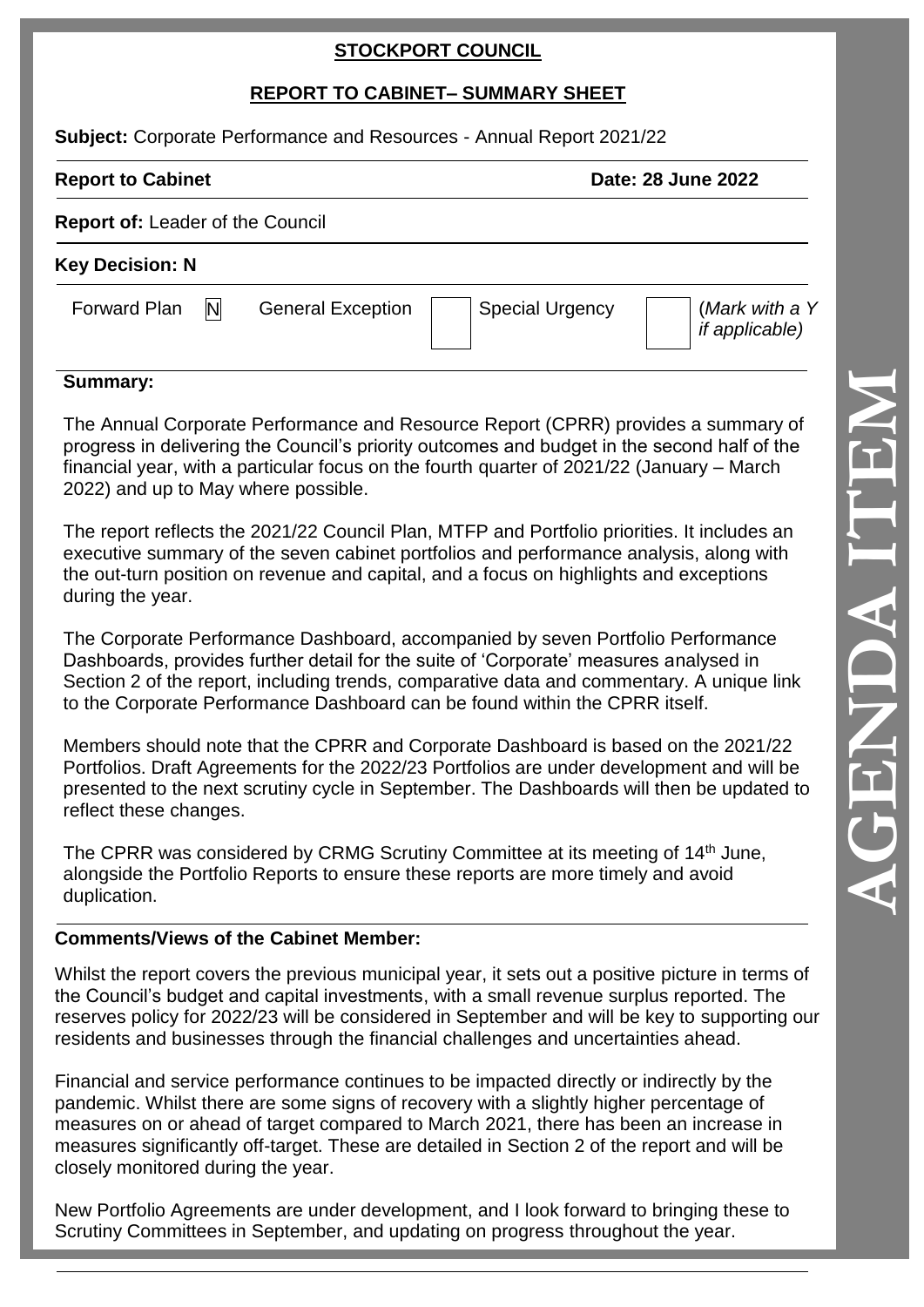**STOCKPORT COUNCIL**

**REPORT TO CABINET– SUMMARY SHEET**

**Subject:** Corporate Performance and Resources - Annual Report 2021/22

**Report to Cabinet** **Date: 28 June 2022**

**Report of:** Leader of the Council

**Key Decision: N**

| Forward Plan | N | General Exception | | Special Urgency | | (*Mark with a Y if applicable)* |
|---|---|---|---|---|---|---|

**Summary:**

The Annual Corporate Performance and Resource Report (CPRR) provides a summary of progress in delivering the Council's priority outcomes and budget in the second half of the financial year, with a particular focus on the fourth quarter of 2021/22 (January – March 2022) and up to May where possible.

The report reflects the 2021/22 Council Plan, MTFP and Portfolio priorities. It includes an executive summary of the seven cabinet portfolios and performance analysis, along with the out-turn position on revenue and capital, and a focus on highlights and exceptions during the year.

The Corporate Performance Dashboard, accompanied by seven Portfolio Performance Dashboards, provides further detail for the suite of 'Corporate' measures analysed in Section 2 of the report, including trends, comparative data and commentary. A unique link to the Corporate Performance Dashboard can be found within the CPRR itself.

Members should note that the CPRR and Corporate Dashboard is based on the 2021/22 Portfolios. Draft Agreements for the 2022/23 Portfolios are under development and will be presented to the next scrutiny cycle in September. The Dashboards will then be updated to reflect these changes.

The CPRR was considered by CRMG Scrutiny Committee at its meeting of 14th June, alongside the Portfolio Reports to ensure these reports are more timely and avoid duplication.

**Comments/Views of the Cabinet Member:**

Whilst the report covers the previous municipal year, it sets out a positive picture in terms of the Council's budget and capital investments, with a small revenue surplus reported. The reserves policy for 2022/23 will be considered in September and will be key to supporting our residents and businesses through the financial challenges and uncertainties ahead.

Financial and service performance continues to be impacted directly or indirectly by the pandemic. Whilst there are some signs of recovery with a slightly higher percentage of measures on or ahead of target compared to March 2021, there has been an increase in measures significantly off-target. These are detailed in Section 2 of the report and will be closely monitored during the year.

New Portfolio Agreements are under development, and I look forward to bringing these to Scrutiny Committees in September, and updating on progress throughout the year.

AGENDA ITEM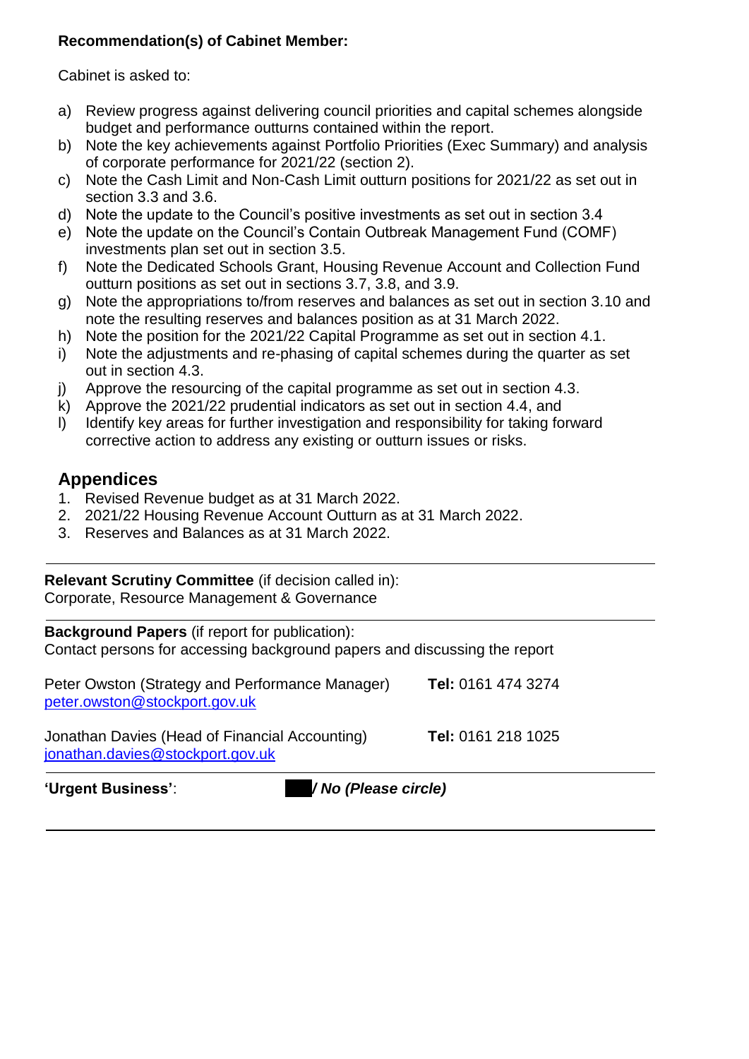**Recommendation(s) of Cabinet Member:**

Cabinet is asked to:

a) Review progress against delivering council priorities and capital schemes alongside budget and performance outturns contained within the report.
b) Note the key achievements against Portfolio Priorities (Exec Summary) and analysis of corporate performance for 2021/22 (section 2).
c) Note the Cash Limit and Non-Cash Limit outturn positions for 2021/22 as set out in section 3.3 and 3.6.
d) Note the update to the Council's positive investments as set out in section 3.4
e) Note the update on the Council's Contain Outbreak Management Fund (COMF) investments plan set out in section 3.5.
f) Note the Dedicated Schools Grant, Housing Revenue Account and Collection Fund outturn positions as set out in sections 3.7, 3.8, and 3.9.
g) Note the appropriations to/from reserves and balances as set out in section 3.10 and note the resulting reserves and balances position as at 31 March 2022.
h) Note the position for the 2021/22 Capital Programme as set out in section 4.1.
i) Note the adjustments and re-phasing of capital schemes during the quarter as set out in section 4.3.
j) Approve the resourcing of the capital programme as set out in section 4.3.
k) Approve the 2021/22 prudential indicators as set out in section 4.4, and
l) Identify key areas for further investigation and responsibility for taking forward corrective action to address any existing or outturn issues or risks.

## Appendices

1. Revised Revenue budget as at 31 March 2022.
2. 2021/22 Housing Revenue Account Outturn as at 31 March 2022.
3. Reserves and Balances as at 31 March 2022.

---

**Relevant Scrutiny Committee** (if decision called in):
Corporate, Resource Management & Governance

---

**Background Papers** (if report for publication):
Contact persons for accessing background papers and discussing the report

Peter Owston (Strategy and Performance Manager) **Tel:** 0161 474 3274
peter.owston@stockport.gov.uk

Jonathan Davies (Head of Financial Accounting) **Tel:** 0161 218 1025
jonathan.davies@stockport.gov.uk

---

**'Urgent Business'**: ***/ No (Please circle)***

---